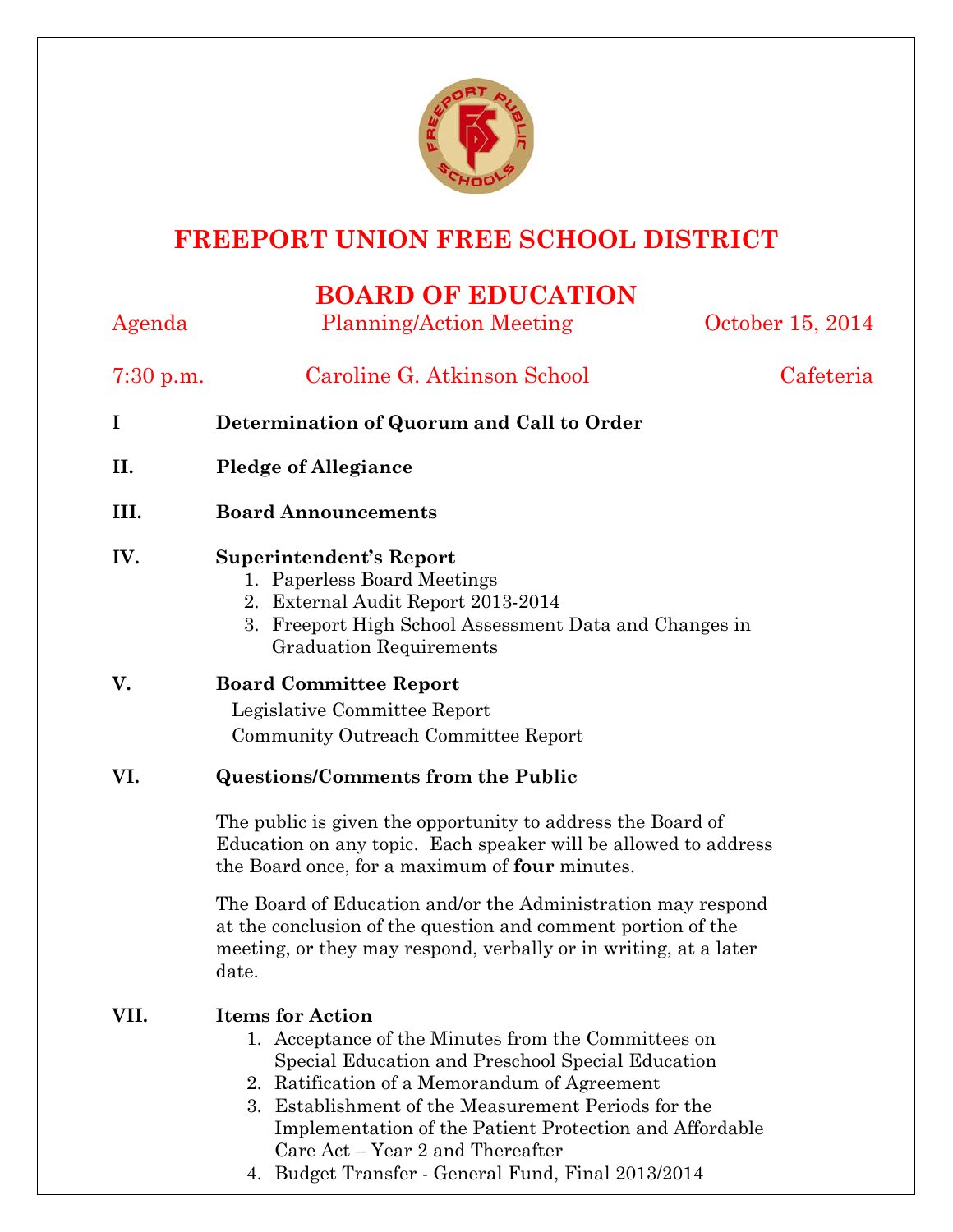# FREEPORT UNION FREE SCHOOL DISTRICT

## BOARD OF EDUCATION

Agenda Planning/Action Meeting October 15, 2014

7:30 p.m. Caroline G. Atkinson School Cafeteria

**I Determination of Quorum and Call to Order**

**II. Pledge of Allegiance**

**III. Board Announcements**

**IV. Superintendent's Report**

1. Paperless Board Meetings
2. External Audit Report 2013-2014
3. Freeport High School Assessment Data and Changes in Graduation Requirements

**V. Board Committee Report**

Legislative Committee Report

Community Outreach Committee Report

**VI. Questions/Comments from the Public**

The public is given the opportunity to address the Board of Education on any topic. Each speaker will be allowed to address the Board once, for a maximum of **four** minutes.

The Board of Education and/or the Administration may respond at the conclusion of the question and comment portion of the meeting, or they may respond, verbally or in writing, at a later date.

**VII. Items for Action**

1. Acceptance of the Minutes from the Committees on Special Education and Preschool Special Education
2. Ratification of a Memorandum of Agreement
3. Establishment of the Measurement Periods for the Implementation of the Patient Protection and Affordable Care Act – Year 2 and Thereafter
4. Budget Transfer - General Fund, Final 2013/2014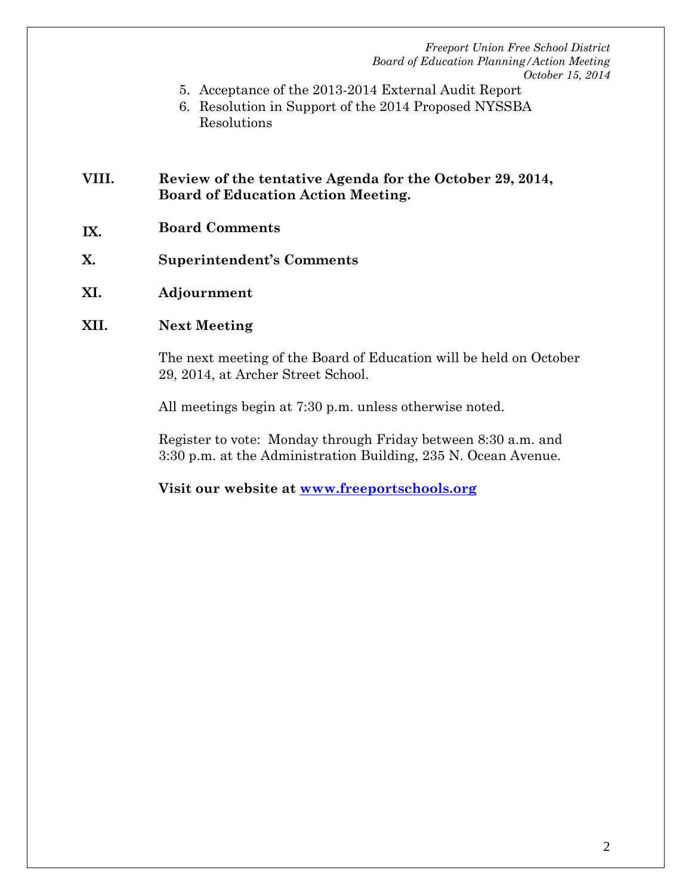5. Acceptance of the 2013-2014 External Audit Report
6. Resolution in Support of the 2014 Proposed NYSSBA Resolutions

**VIII. Review of the tentative Agenda for the October 29, 2014, Board of Education Action Meeting.**

**IX. Board Comments**

**X. Superintendent's Comments**

**XI. Adjournment**

**XII. Next Meeting**

The next meeting of the Board of Education will be held on October 29, 2014, at Archer Street School.

All meetings begin at 7:30 p.m. unless otherwise noted.

Register to vote: Monday through Friday between 8:30 a.m. and 3:30 p.m. at the Administration Building, 235 N. Ocean Avenue.

**Visit our website at [www.freeportschools.org](http://www.freeportschools.org)**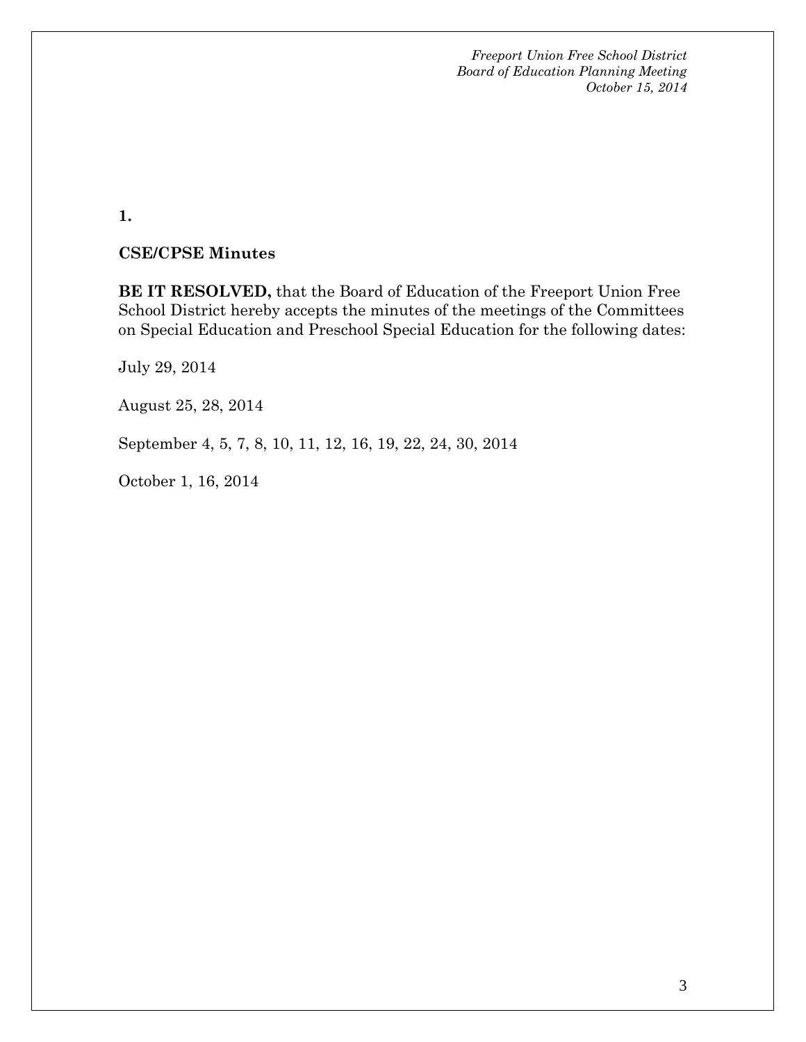**1.**

**CSE/CPSE Minutes**

**BE IT RESOLVED,** that the Board of Education of the Freeport Union Free School District hereby accepts the minutes of the meetings of the Committees on Special Education and Preschool Special Education for the following dates:

July 29, 2014

August 25, 28, 2014

September 4, 5, 7, 8, 10, 11, 12, 16, 19, 22, 24, 30, 2014

October 1, 16, 2014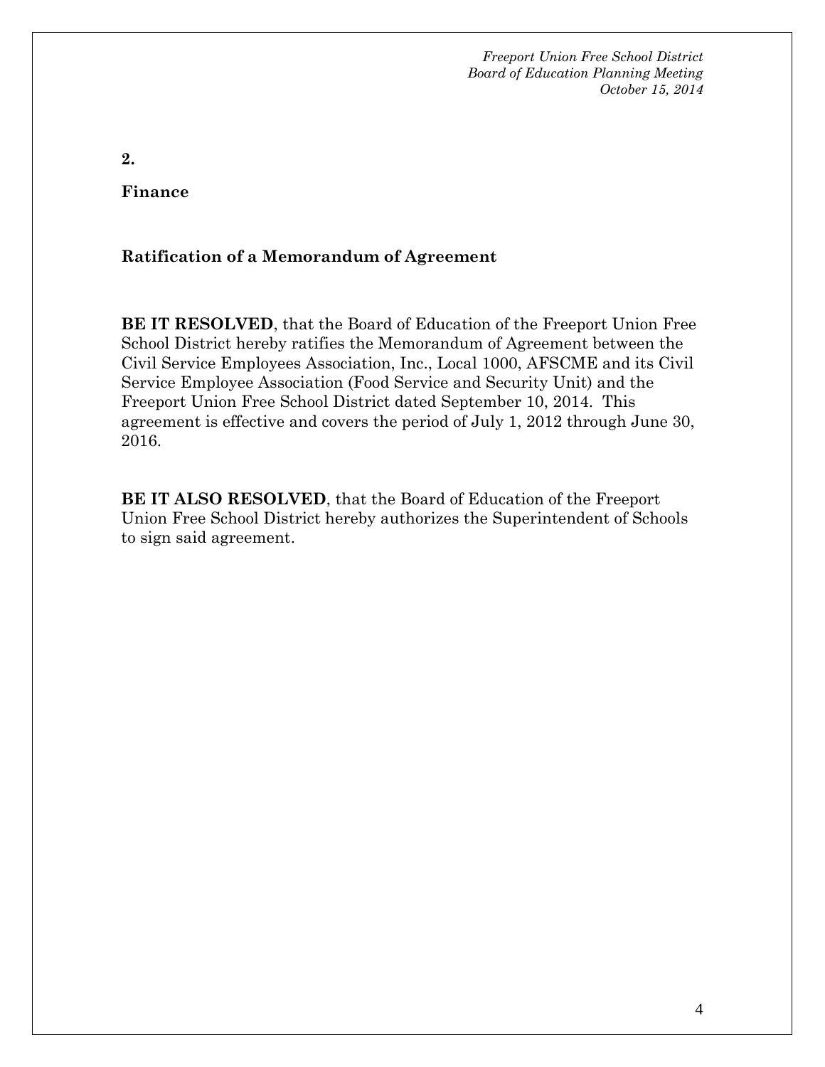**2.**

**Finance**

**Ratification of a Memorandum of Agreement**

**BE IT RESOLVED**, that the Board of Education of the Freeport Union Free School District hereby ratifies the Memorandum of Agreement between the Civil Service Employees Association, Inc., Local 1000, AFSCME and its Civil Service Employee Association (Food Service and Security Unit) and the Freeport Union Free School District dated September 10, 2014. This agreement is effective and covers the period of July 1, 2012 through June 30, 2016.

**BE IT ALSO RESOLVED**, that the Board of Education of the Freeport Union Free School District hereby authorizes the Superintendent of Schools to sign said agreement.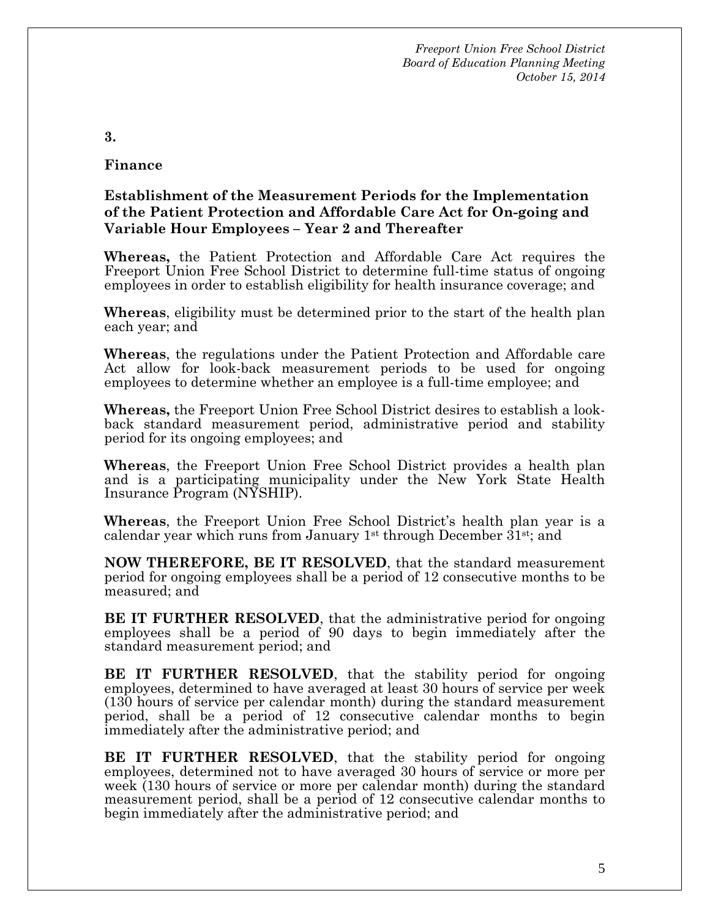**3.**

**Finance**

**Establishment of the Measurement Periods for the Implementation of the Patient Protection and Affordable Care Act for On-going and Variable Hour Employees – Year 2 and Thereafter**

**Whereas,** the Patient Protection and Affordable Care Act requires the Freeport Union Free School District to determine full-time status of ongoing employees in order to establish eligibility for health insurance coverage; and

**Whereas**, eligibility must be determined prior to the start of the health plan each year; and

**Whereas**, the regulations under the Patient Protection and Affordable care Act allow for look-back measurement periods to be used for ongoing employees to determine whether an employee is a full-time employee; and

**Whereas,** the Freeport Union Free School District desires to establish a look-back standard measurement period, administrative period and stability period for its ongoing employees; and

**Whereas**, the Freeport Union Free School District provides a health plan and is a participating municipality under the New York State Health Insurance Program (NYSHIP).

**Whereas**, the Freeport Union Free School District's health plan year is a calendar year which runs from January 1st through December 31st; and

**NOW THEREFORE, BE IT RESOLVED**, that the standard measurement period for ongoing employees shall be a period of 12 consecutive months to be measured; and

**BE IT FURTHER RESOLVED**, that the administrative period for ongoing employees shall be a period of 90 days to begin immediately after the standard measurement period; and

**BE IT FURTHER RESOLVED**, that the stability period for ongoing employees, determined to have averaged at least 30 hours of service per week (130 hours of service per calendar month) during the standard measurement period, shall be a period of 12 consecutive calendar months to begin immediately after the administrative period; and

**BE IT FURTHER RESOLVED**, that the stability period for ongoing employees, determined not to have averaged 30 hours of service or more per week (130 hours of service or more per calendar month) during the standard measurement period, shall be a period of 12 consecutive calendar months to begin immediately after the administrative period; and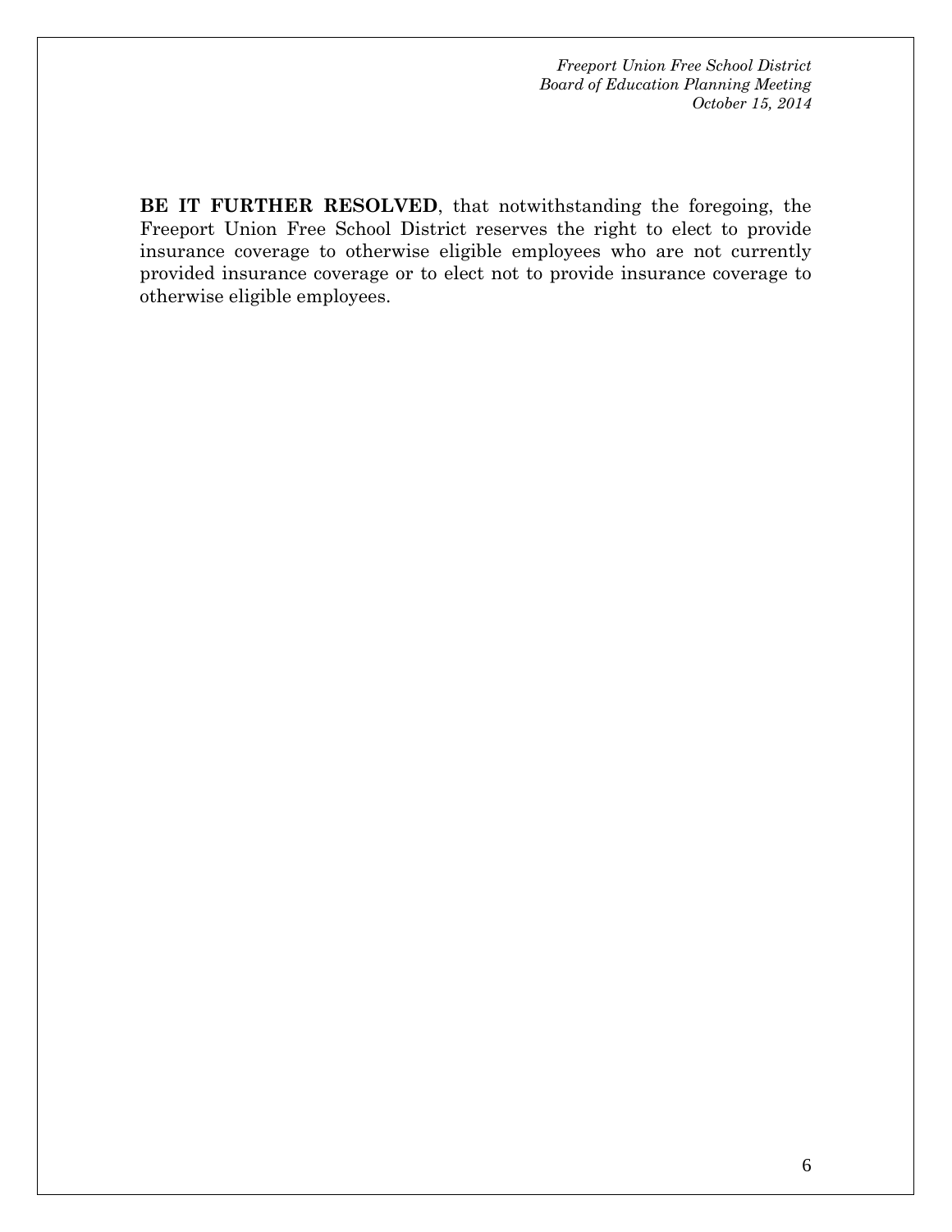**BE IT FURTHER RESOLVED**, that notwithstanding the foregoing, the Freeport Union Free School District reserves the right to elect to provide insurance coverage to otherwise eligible employees who are not currently provided insurance coverage or to elect not to provide insurance coverage to otherwise eligible employees.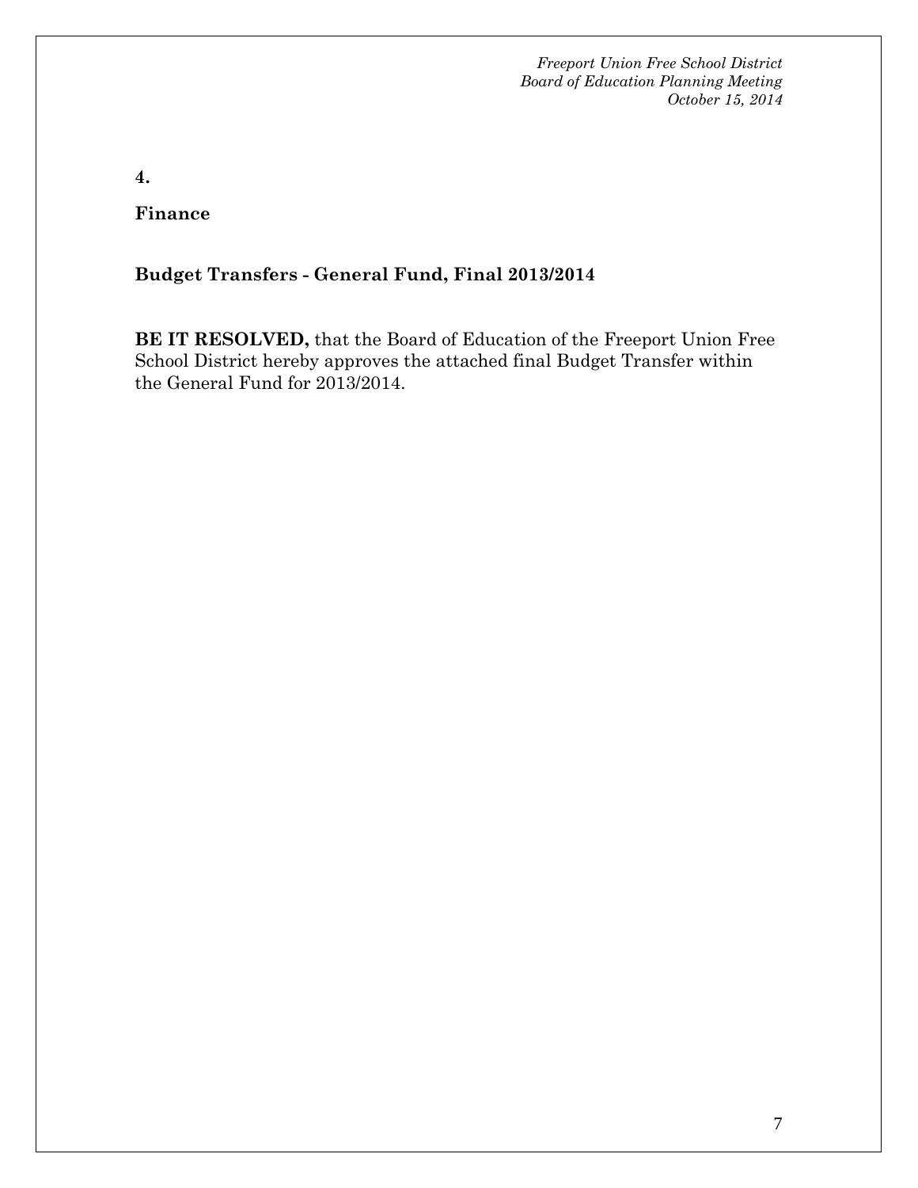**4.**

**Finance**

**Budget Transfers - General Fund, Final 2013/2014**

**BE IT RESOLVED,** that the Board of Education of the Freeport Union Free School District hereby approves the attached final Budget Transfer within the General Fund for 2013/2014.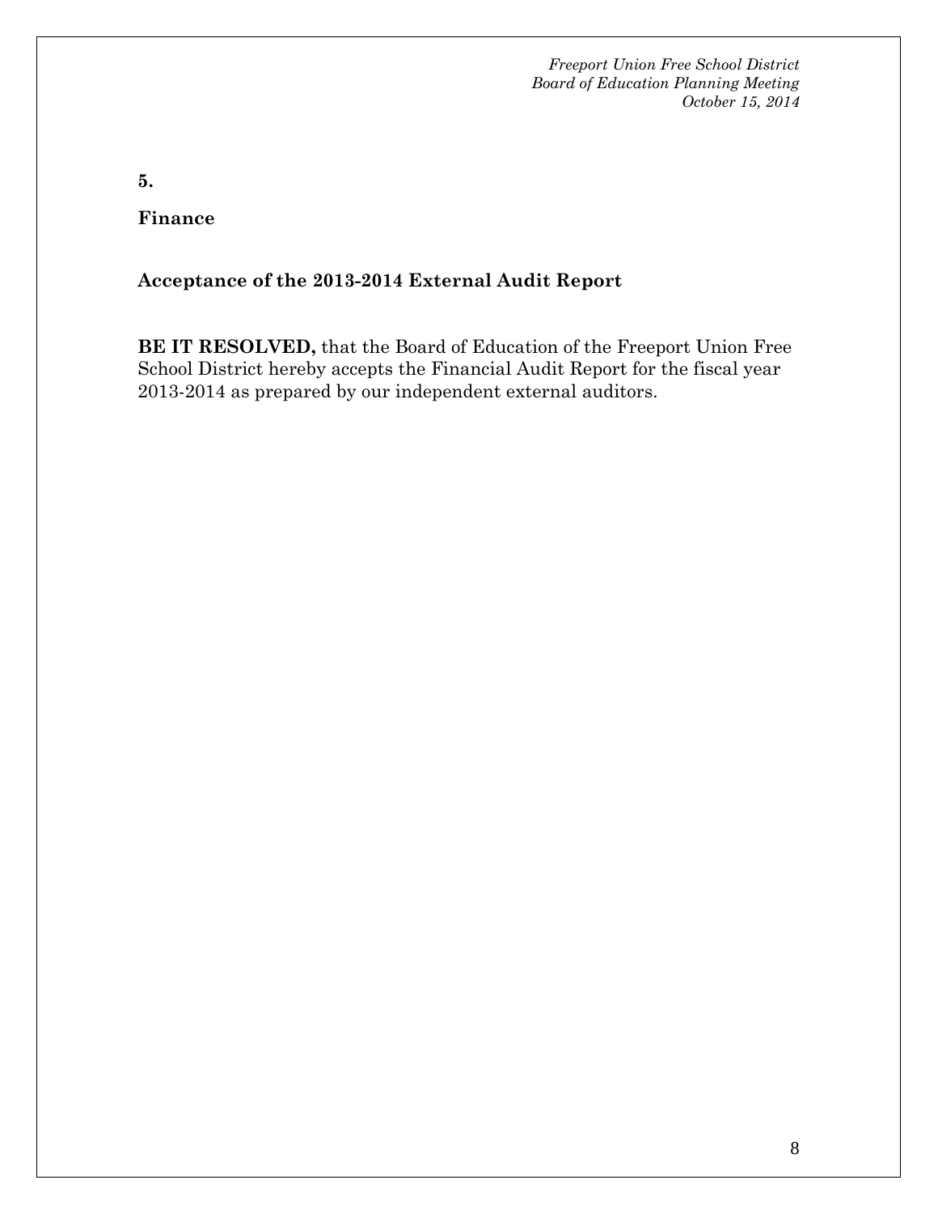**5.**

**Finance**

**Acceptance of the 2013-2014 External Audit Report**

**BE IT RESOLVED,** that the Board of Education of the Freeport Union Free School District hereby accepts the Financial Audit Report for the fiscal year 2013-2014 as prepared by our independent external auditors.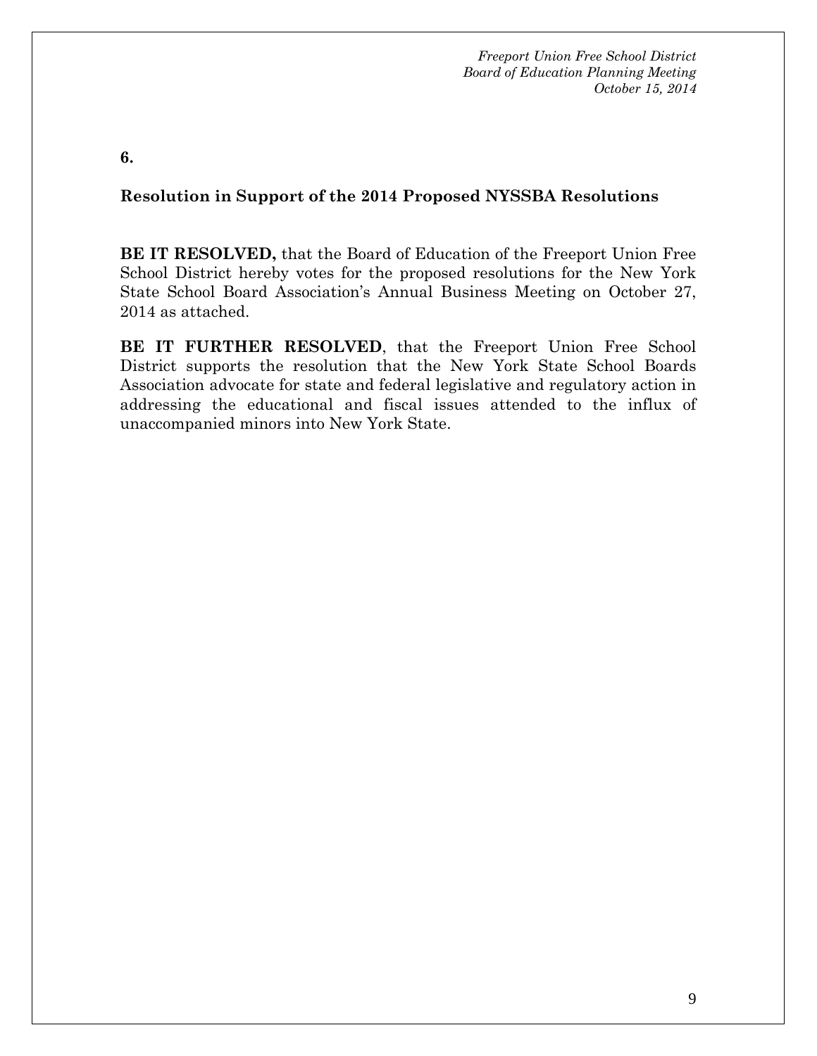**6.**

**Resolution in Support of the 2014 Proposed NYSSBA Resolutions**

**BE IT RESOLVED,** that the Board of Education of the Freeport Union Free School District hereby votes for the proposed resolutions for the New York State School Board Association's Annual Business Meeting on October 27, 2014 as attached.

**BE IT FURTHER RESOLVED**, that the Freeport Union Free School District supports the resolution that the New York State School Boards Association advocate for state and federal legislative and regulatory action in addressing the educational and fiscal issues attended to the influx of unaccompanied minors into New York State.